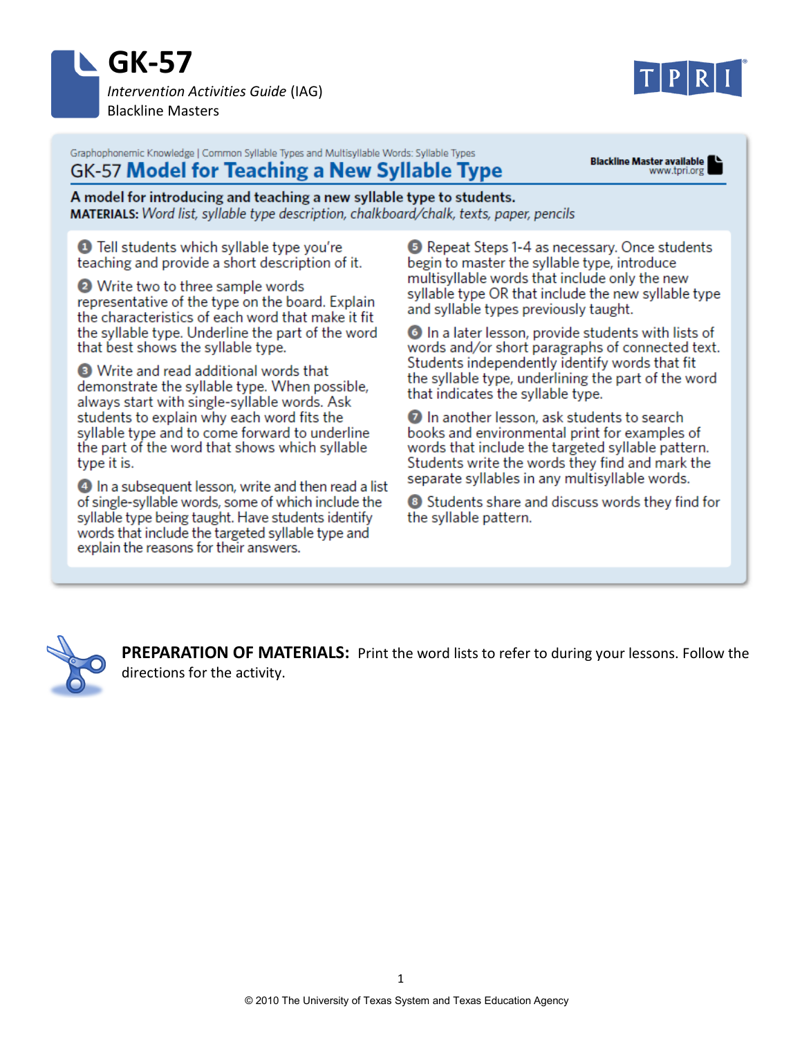# GK-57

*Intervention Activities Guide* (IAG)
Blackline Masters

Graphophonemic Knowledge | Common Syllable Types and Multisyllable Words: Syllable Types

## GK-57 Model for Teaching a New Syllable Type

**Blackline Master available**
www.tpri.org

**A model for introducing and teaching a new syllable type to students.**

**MATERIALS:** *Word list, syllable type description, chalkboard/chalk, texts, paper, pencils*

1. Tell students which syllable type you're teaching and provide a short description of it.
2. Write two to three sample words representative of the type on the board. Explain the characteristics of each word that make it fit the syllable type. Underline the part of the word that best shows the syllable type.
3. Write and read additional words that demonstrate the syllable type. When possible, always start with single-syllable words. Ask students to explain why each word fits the syllable type and to come forward to underline the part of the word that shows which syllable type it is.
4. In a subsequent lesson, write and then read a list of single-syllable words, some of which include the syllable type being taught. Have students identify words that include the targeted syllable type and explain the reasons for their answers.
5. Repeat Steps 1-4 as necessary. Once students begin to master the syllable type, introduce multisyllable words that include only the new syllable type OR that include the new syllable type and syllable types previously taught.
6. In a later lesson, provide students with lists of words and/or short paragraphs of connected text. Students independently identify words that fit the syllable type, underlining the part of the word that indicates the syllable type.
7. In another lesson, ask students to search books and environmental print for examples of words that include the targeted syllable pattern. Students write the words they find and mark the separate syllables in any multisyllable words.
8. Students share and discuss words they find for the syllable pattern.

**PREPARATION OF MATERIALS:** Print the word lists to refer to during your lessons. Follow the directions for the activity.

© 2010 The University of Texas System and Texas Education Agency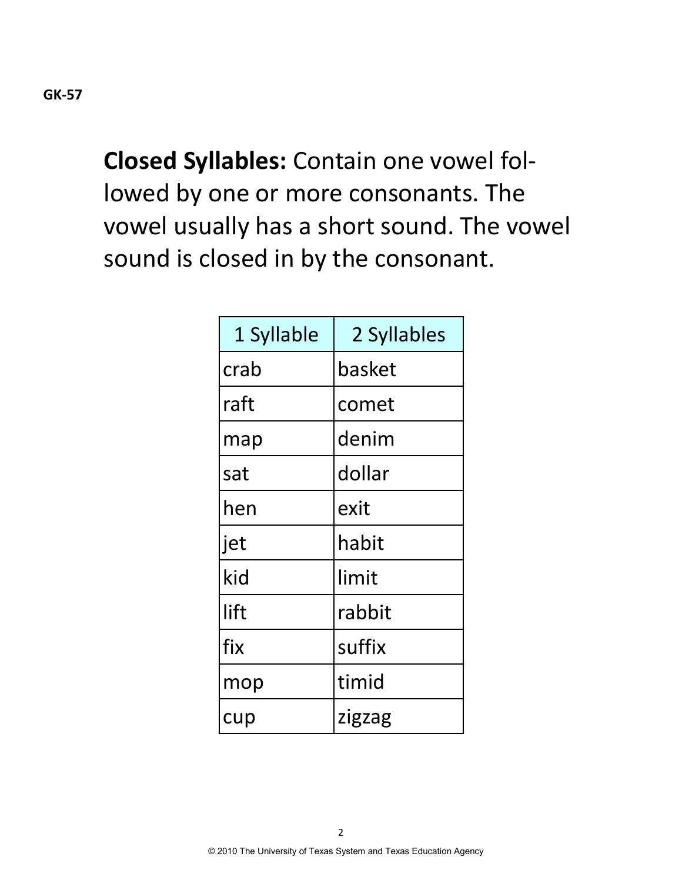**Closed Syllables:** Contain one vowel followed by one or more consonants. The vowel usually has a short sound. The vowel sound is closed in by the consonant.

| 1 Syllable | 2 Syllables |
|---|---|
| crab | basket |
| raft | comet |
| map | denim |
| sat | dollar |
| hen | exit |
| jet | habit |
| kid | limit |
| lift | rabbit |
| fix | suffix |
| mop | timid |
| cup | zigzag |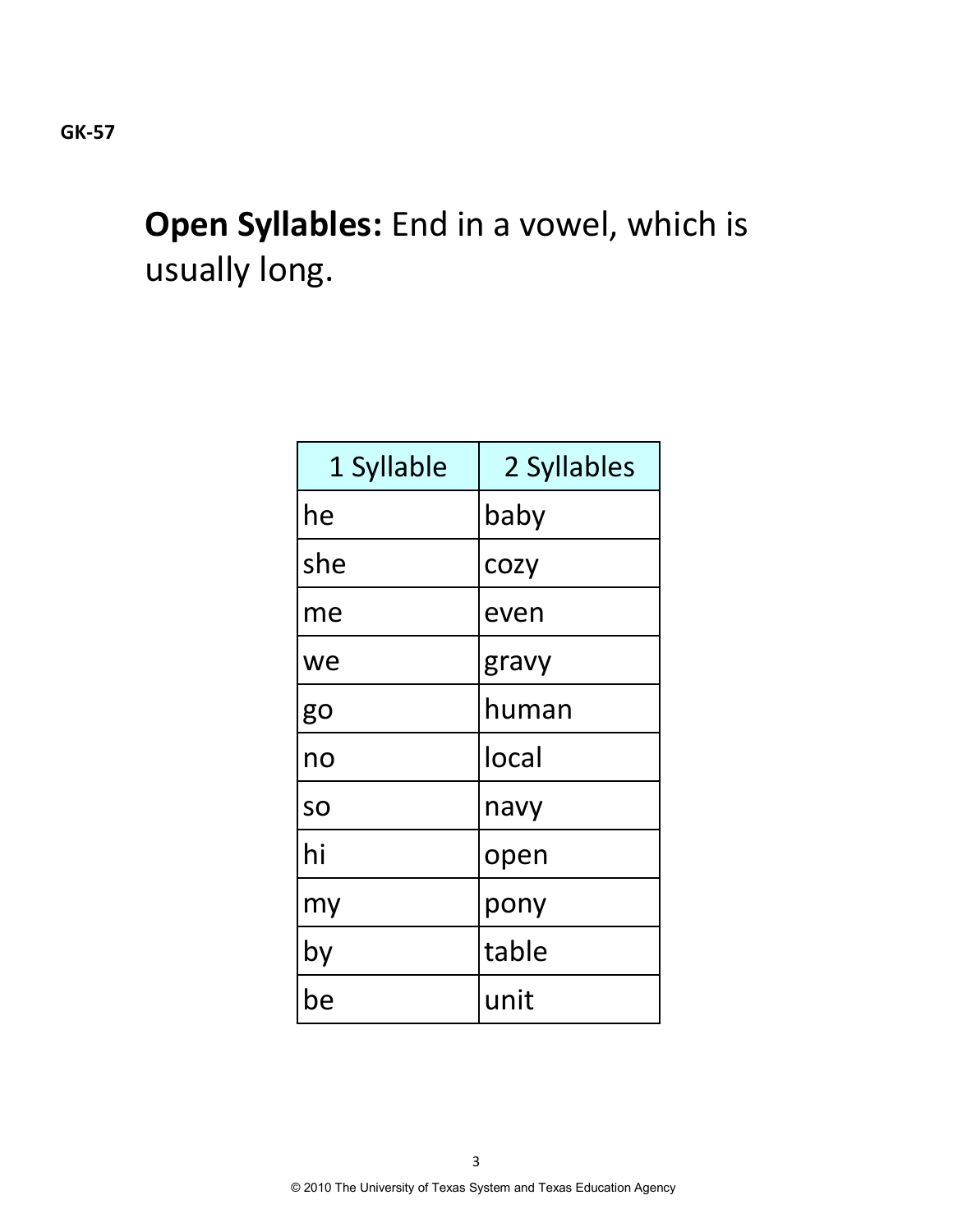GK-57

**Open Syllables:** End in a vowel, which is usually long.

| 1 Syllable | 2 Syllables |
|---|---|
| he | baby |
| she | cozy |
| me | even |
| we | gravy |
| go | human |
| no | local |
| so | navy |
| hi | open |
| my | pony |
| by | table |
| be | unit |

© 2010 The University of Texas System and Texas Education Agency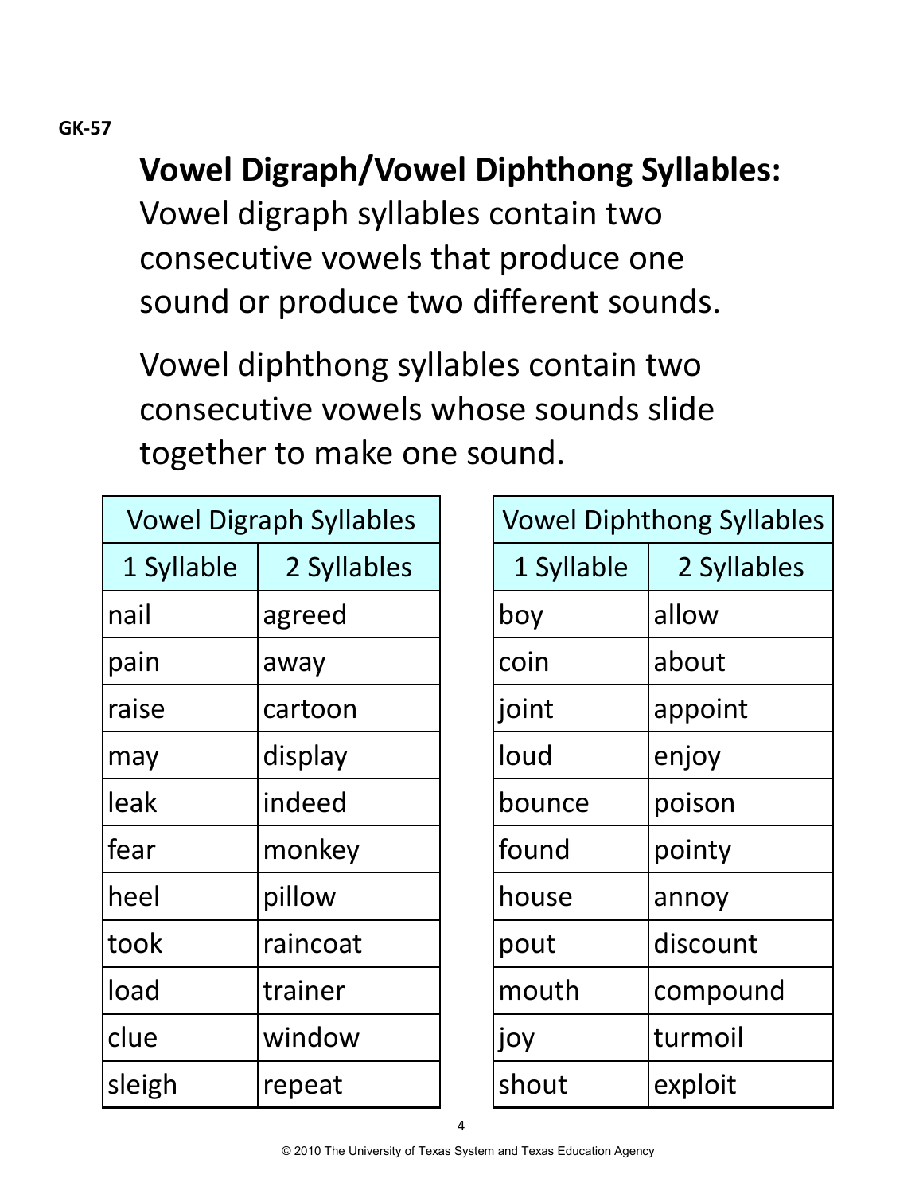GK-57

## Vowel Digraph/Vowel Diphthong Syllables:

Vowel digraph syllables contain two consecutive vowels that produce one sound or produce two different sounds.

Vowel diphthong syllables contain two consecutive vowels whose sounds slide together to make one sound.

| Vowel Digraph Syllables | |
|---|---|
| 1 Syllable | 2 Syllables |
| nail | agreed |
| pain | away |
| raise | cartoon |
| may | display |
| leak | indeed |
| fear | monkey |
| heel | pillow |
| took | raincoat |
| load | trainer |
| clue | window |
| sleigh | repeat |

| Vowel Diphthong Syllables | |
|---|---|
| 1 Syllable | 2 Syllables |
| boy | allow |
| coin | about |
| joint | appoint |
| loud | enjoy |
| bounce | poison |
| found | pointy |
| house | annoy |
| pout | discount |
| mouth | compound |
| joy | turmoil |
| shout | exploit |

© 2010 The University of Texas System and Texas Education Agency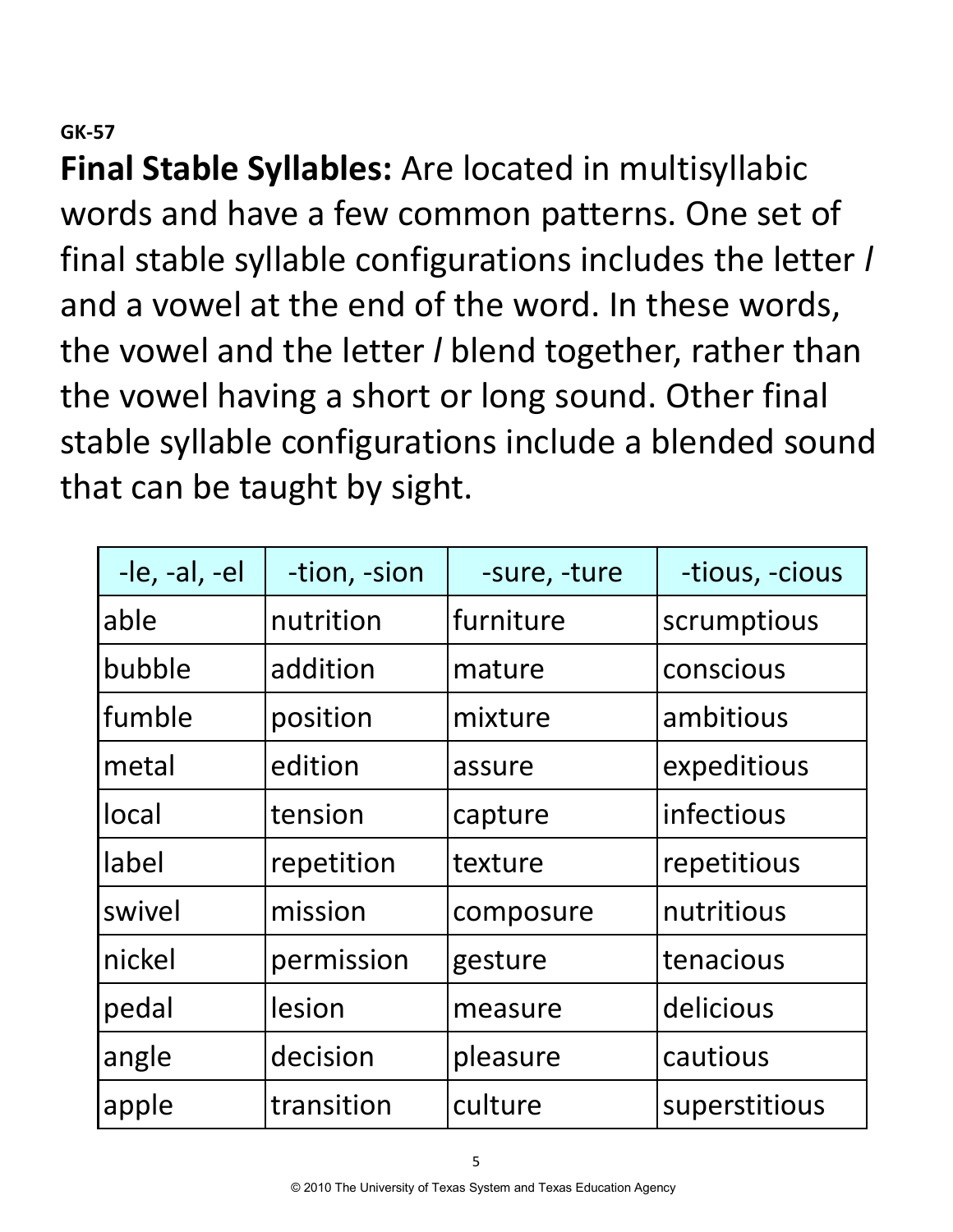**GK-57**

**Final Stable Syllables:** Are located in multisyllabic words and have a few common patterns. One set of final stable syllable configurations includes the letter *l* and a vowel at the end of the word. In these words, the vowel and the letter *l* blend together, rather than the vowel having a short or long sound. Other final stable syllable configurations include a blended sound that can be taught by sight.

| -le, -al, -el | -tion, -sion | -sure, -ture | -tious, -cious |
|---|---|---|---|
| able | nutrition | furniture | scrumptious |
| bubble | addition | mature | conscious |
| fumble | position | mixture | ambitious |
| metal | edition | assure | expeditious |
| local | tension | capture | infectious |
| label | repetition | texture | repetitious |
| swivel | mission | composure | nutritious |
| nickel | permission | gesture | tenacious |
| pedal | lesion | measure | delicious |
| angle | decision | pleasure | cautious |
| apple | transition | culture | superstitious |

© 2010 The University of Texas System and Texas Education Agency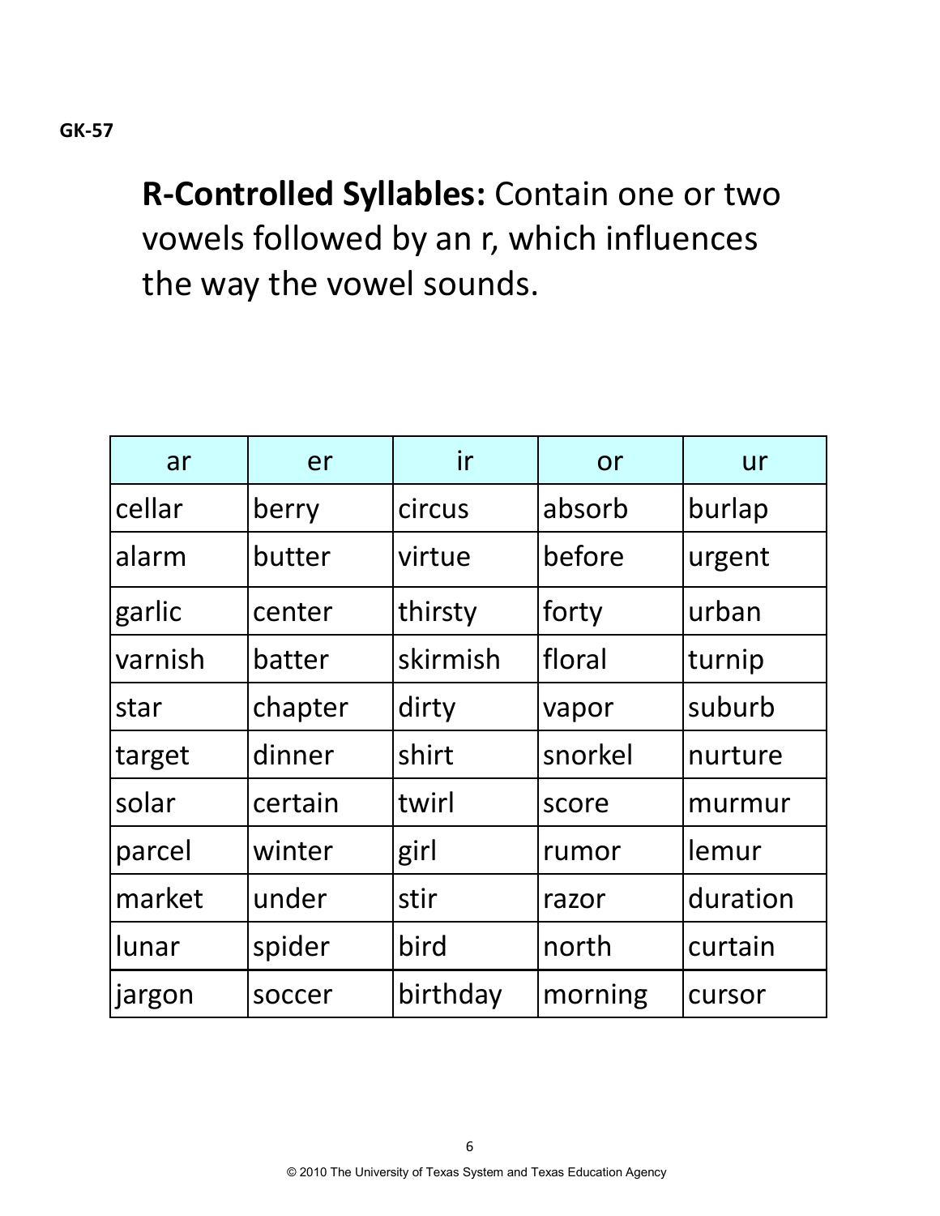GK-57

**R-Controlled Syllables:** Contain one or two vowels followed by an r, which influences the way the vowel sounds.

| ar | er | ir | or | ur |
| --- | --- | --- | --- | --- |
| cellar | berry | circus | absorb | burlap |
| alarm | butter | virtue | before | urgent |
| garlic | center | thirsty | forty | urban |
| varnish | batter | skirmish | floral | turnip |
| star | chapter | dirty | vapor | suburb |
| target | dinner | shirt | snorkel | nurture |
| solar | certain | twirl | score | murmur |
| parcel | winter | girl | rumor | lemur |
| market | under | stir | razor | duration |
| lunar | spider | bird | north | curtain |
| jargon | soccer | birthday | morning | cursor |

© 2010 The University of Texas System and Texas Education Agency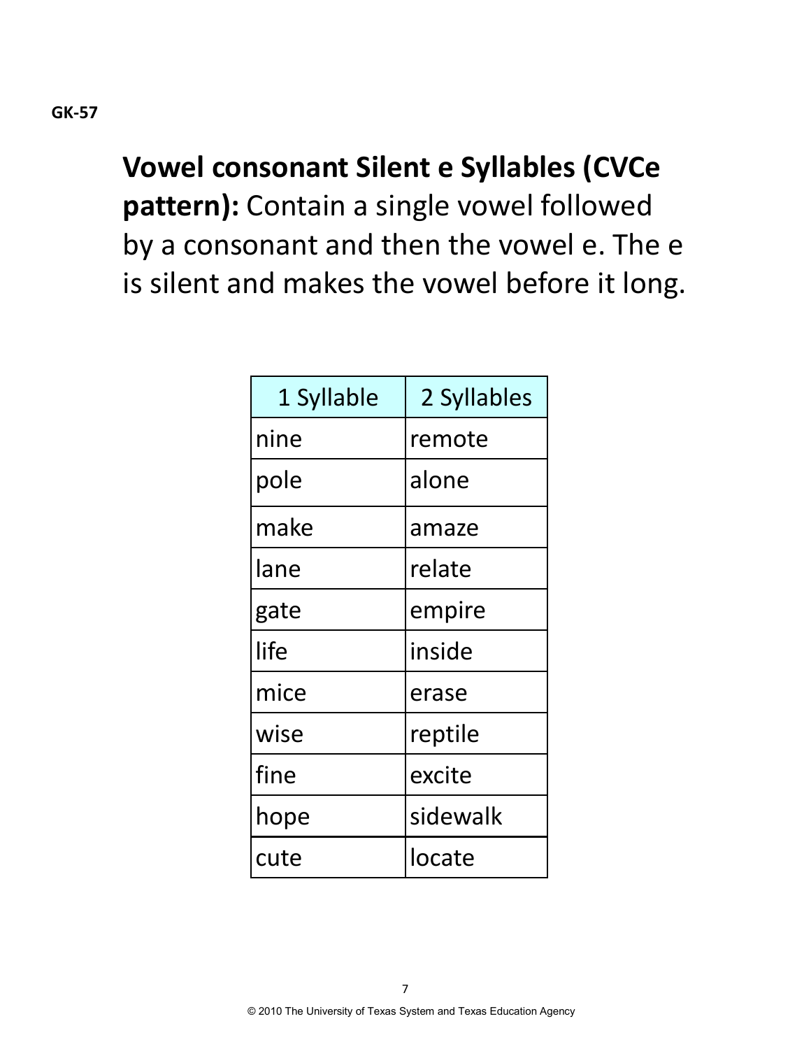GK-57

**Vowel consonant Silent e Syllables (CVCe pattern):** Contain a single vowel followed by a consonant and then the vowel e. The e is silent and makes the vowel before it long.

| 1 Syllable | 2 Syllables |
|---|---|
| nine | remote |
| pole | alone |
| make | amaze |
| lane | relate |
| gate | empire |
| life | inside |
| mice | erase |
| wise | reptile |
| fine | excite |
| hope | sidewalk |
| cute | locate |

© 2010 The University of Texas System and Texas Education Agency